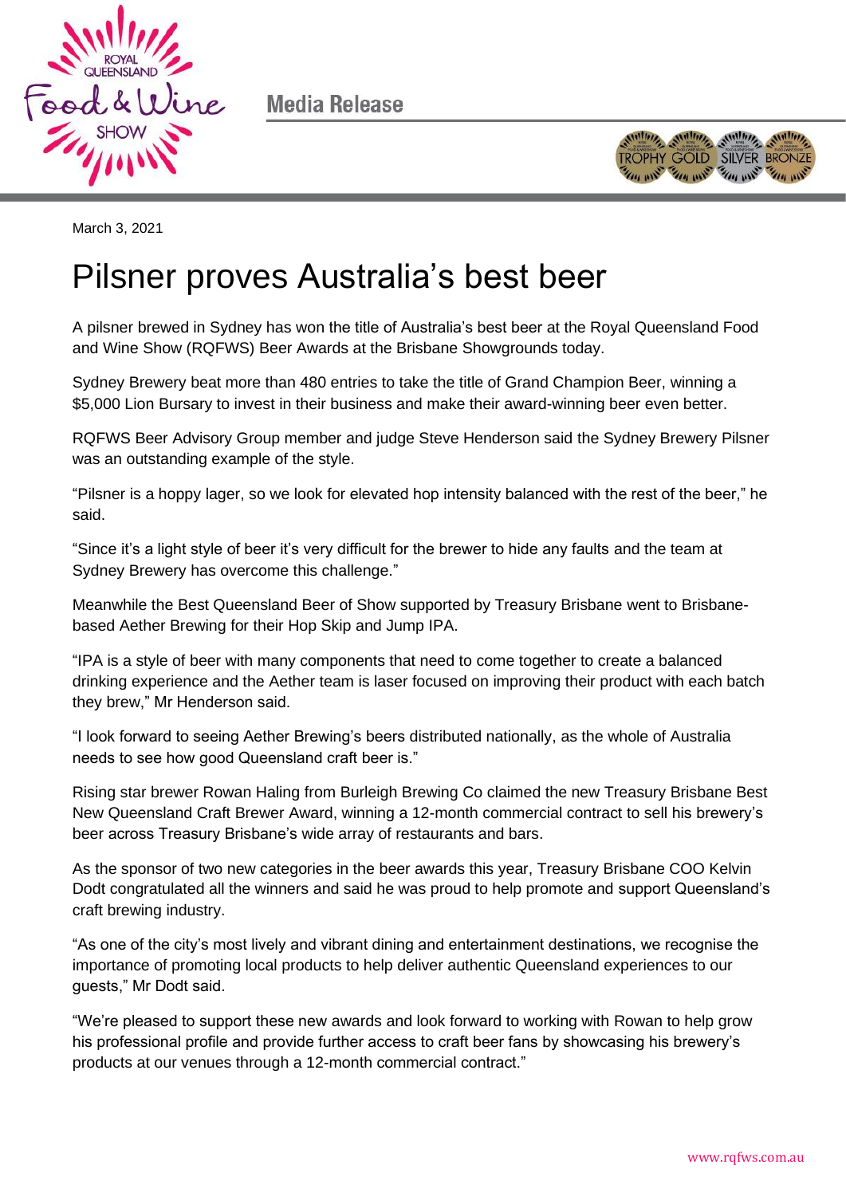Media Release

March 3, 2021

# Pilsner proves Australia's best beer

A pilsner brewed in Sydney has won the title of Australia's best beer at the Royal Queensland Food and Wine Show (RQFWS) Beer Awards at the Brisbane Showgrounds today.

Sydney Brewery beat more than 480 entries to take the title of Grand Champion Beer, winning a $5,000 Lion Bursary to invest in their business and make their award-winning beer even better.

RQFWS Beer Advisory Group member and judge Steve Henderson said the Sydney Brewery Pilsner was an outstanding example of the style.

"Pilsner is a hoppy lager, so we look for elevated hop intensity balanced with the rest of the beer," he said.

"Since it's a light style of beer it's very difficult for the brewer to hide any faults and the team at Sydney Brewery has overcome this challenge."

Meanwhile the Best Queensland Beer of Show supported by Treasury Brisbane went to Brisbane-based Aether Brewing for their Hop Skip and Jump IPA.

"IPA is a style of beer with many components that need to come together to create a balanced drinking experience and the Aether team is laser focused on improving their product with each batch they brew," Mr Henderson said.

"I look forward to seeing Aether Brewing's beers distributed nationally, as the whole of Australia needs to see how good Queensland craft beer is."

Rising star brewer Rowan Haling from Burleigh Brewing Co claimed the new Treasury Brisbane Best New Queensland Craft Brewer Award, winning a 12-month commercial contract to sell his brewery's beer across Treasury Brisbane's wide array of restaurants and bars.

As the sponsor of two new categories in the beer awards this year, Treasury Brisbane COO Kelvin Dodt congratulated all the winners and said he was proud to help promote and support Queensland's craft brewing industry.

"As one of the city's most lively and vibrant dining and entertainment destinations, we recognise the importance of promoting local products to help deliver authentic Queensland experiences to our guests," Mr Dodt said.

"We're pleased to support these new awards and look forward to working with Rowan to help grow his professional profile and provide further access to craft beer fans by showcasing his brewery's products at our venues through a 12-month commercial contract."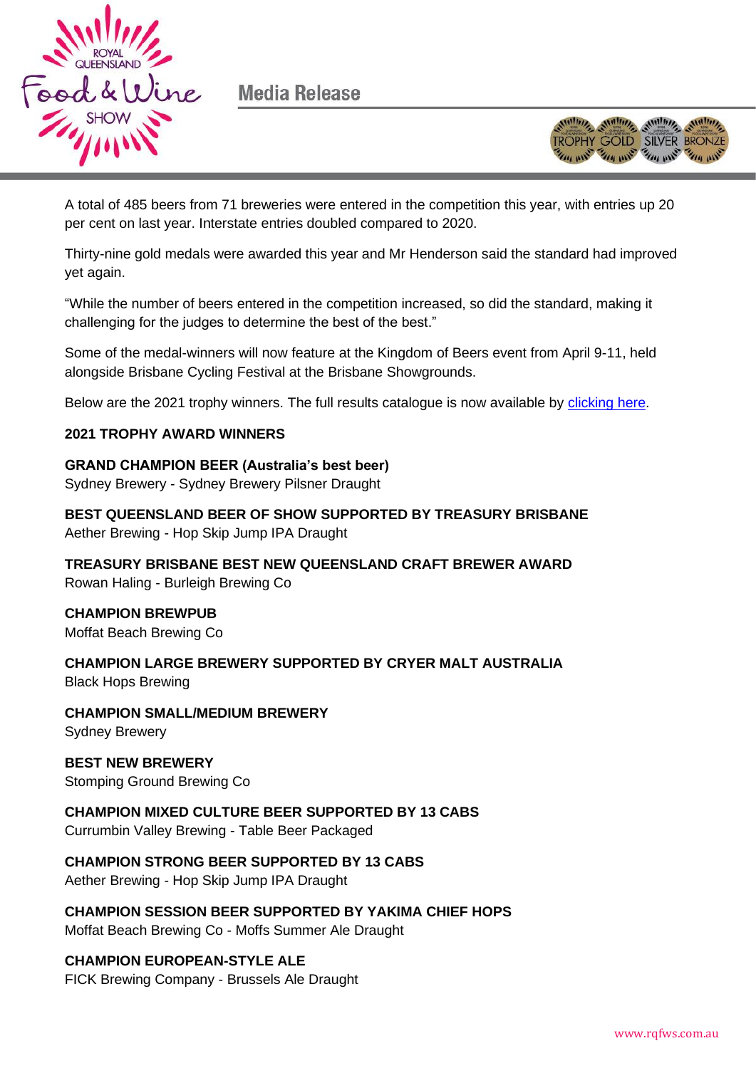A total of 485 beers from 71 breweries were entered in the competition this year, with entries up 20 per cent on last year. Interstate entries doubled compared to 2020.

Thirty-nine gold medals were awarded this year and Mr Henderson said the standard had improved yet again.

"While the number of beers entered in the competition increased, so did the standard, making it challenging for the judges to determine the best of the best."

Some of the medal-winners will now feature at the Kingdom of Beers event from April 9-11, held alongside Brisbane Cycling Festival at the Brisbane Showgrounds.

Below are the 2021 trophy winners. The full results catalogue is now available by clicking here.

**2021 TROPHY AWARD WINNERS**

**GRAND CHAMPION BEER (Australia's best beer)**
Sydney Brewery - Sydney Brewery Pilsner Draught

**BEST QUEENSLAND BEER OF SHOW SUPPORTED BY TREASURY BRISBANE**
Aether Brewing - Hop Skip Jump IPA Draught

**TREASURY BRISBANE BEST NEW QUEENSLAND CRAFT BREWER AWARD**
Rowan Haling - Burleigh Brewing Co

**CHAMPION BREWPUB**
Moffat Beach Brewing Co

**CHAMPION LARGE BREWERY SUPPORTED BY CRYER MALT AUSTRALIA**
Black Hops Brewing

**CHAMPION SMALL/MEDIUM BREWERY**
Sydney Brewery

**BEST NEW BREWERY**
Stomping Ground Brewing Co

**CHAMPION MIXED CULTURE BEER SUPPORTED BY 13 CABS**
Currumbin Valley Brewing - Table Beer Packaged

**CHAMPION STRONG BEER SUPPORTED BY 13 CABS**
Aether Brewing - Hop Skip Jump IPA Draught

**CHAMPION SESSION BEER SUPPORTED BY YAKIMA CHIEF HOPS**
Moffat Beach Brewing Co - Moffs Summer Ale Draught

**CHAMPION EUROPEAN-STYLE ALE**
FICK Brewing Company - Brussels Ale Draught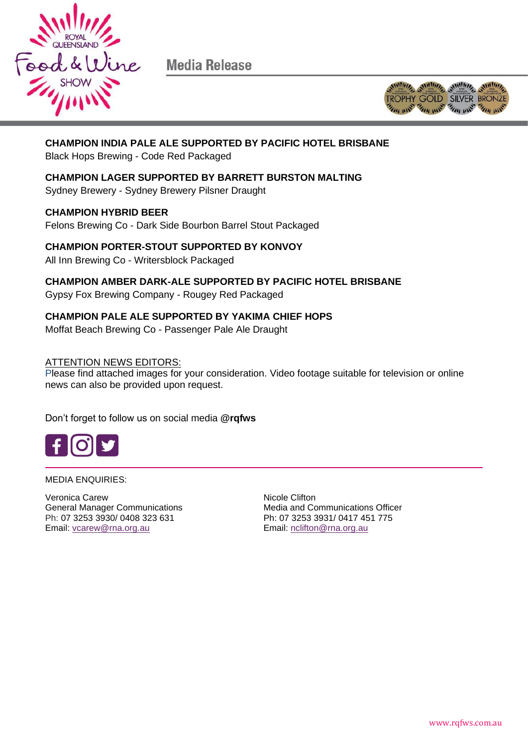**CHAMPION INDIA PALE ALE SUPPORTED BY PACIFIC HOTEL BRISBANE**
Black Hops Brewing - Code Red Packaged

**CHAMPION LAGER SUPPORTED BY BARRETT BURSTON MALTING**
Sydney Brewery - Sydney Brewery Pilsner Draught

**CHAMPION HYBRID BEER**
Felons Brewing Co - Dark Side Bourbon Barrel Stout Packaged

**CHAMPION PORTER-STOUT SUPPORTED BY KONVOY**
All Inn Brewing Co - Writersblock Packaged

**CHAMPION AMBER DARK-ALE SUPPORTED BY PACIFIC HOTEL BRISBANE**
Gypsy Fox Brewing Company - Rougey Red Packaged

**CHAMPION PALE ALE SUPPORTED BY YAKIMA CHIEF HOPS**
Moffat Beach Brewing Co - Passenger Pale Ale Draught

ATTENTION NEWS EDITORS:
Please find attached images for your consideration. Video footage suitable for television or online news can also be provided upon request.

Don't forget to follow us on social media **@rqfws**

MEDIA ENQUIRIES:

Veronica Carew
General Manager Communications
Ph: 07 3253 3930/ 0408 323 631
Email: vcarew@rna.org.au

Nicole Clifton
Media and Communications Officer
Ph: 07 3253 3931/ 0417 451 775
Email: nclifton@rna.org.au

www.rqfws.com.au